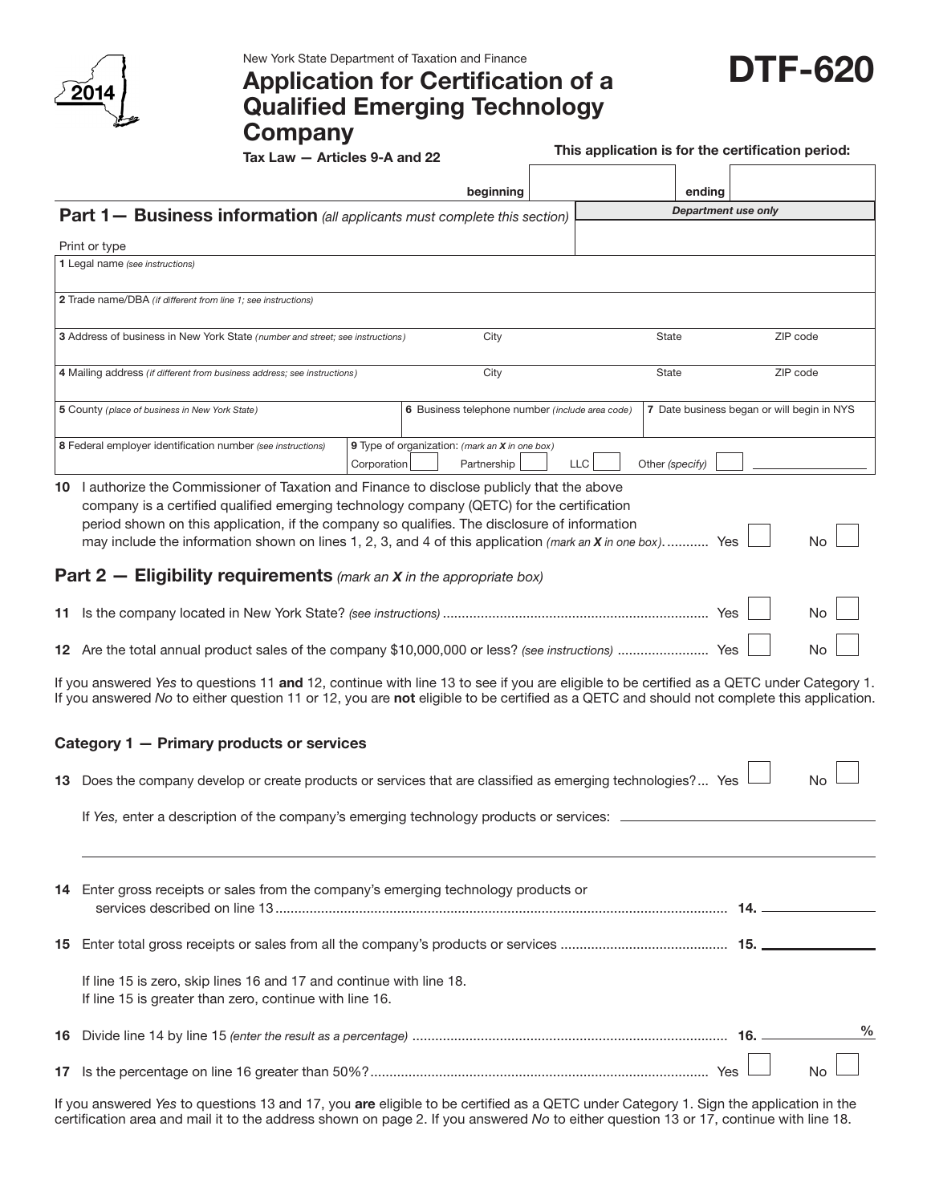2014

New York State Department of Taxation and Finance

# Application for Certification of a Qualified Emerging Technology Company

# DTF-620

Tax Law — Articles 9-A and 22

**This application is for the certification period:**

| beginning | | ending | |
|---|---|---|---|

## Part 1— Business information *(all applicants must complete this section)*

*Department use only*

Print or type

| | | | |
|---|---|---|---|
| **1** Legal name *(see instructions)* | | | |
| **2** Trade name/DBA *(if different from line 1; see instructions)* | | | |
| **3** Address of business in New York State *(number and street; see instructions)* | City | State | ZIP code |
| **4** Mailing address *(if different from business address; see instructions)* | City | State | ZIP code |
| **5** County *(place of business in New York State)* | **6** Business telephone number *(include area code)* | **7** Date business began or will begin in NYS | |
| **8** Federal employer identification number *(see instructions)* | **9** Type of organization: *(mark an **X** in one box)* Corporation ☐ Partnership ☐ LLC ☐ Other *(specify)* ☐ ________ | | |

**10** I authorize the Commissioner of Taxation and Finance to disclose publicly that the above company is a certified qualified emerging technology company (QETC) for the certification period shown on this application, if the company so qualifies. The disclosure of information may include the information shown on lines 1, 2, 3, and 4 of this application *(mark an **X** in one box)*........... Yes ☐ No ☐

## Part 2 — Eligibility requirements *(mark an **X** in the appropriate box)*

**11** Is the company located in New York State? *(see instructions)* ........ Yes ☐ No ☐

**12** Are the total annual product sales of the company $10,000,000 or less? *(see instructions)* ........ Yes ☐ No ☐

If you answered *Yes* to questions 11 **and** 12, continue with line 13 to see if you are eligible to be certified as a QETC under Category 1. If you answered *No* to either question 11 or 12, you are **not** eligible to be certified as a QETC and should not complete this application.

### Category 1 — Primary products or services

**13** Does the company develop or create products or services that are classified as emerging technologies?... Yes ☐ No ☐

If *Yes,* enter a description of the company's emerging technology products or services: ________________

**14** Enter gross receipts or sales from the company's emerging technology products or services described on line 13........ **14.** ________

**15** Enter total gross receipts or sales from all the company's products or services ........ **15.** ________

If line 15 is zero, skip lines 16 and 17 and continue with line 18.
If line 15 is greater than zero, continue with line 16.

**16** Divide line 14 by line 15 *(enter the result as a percentage)* ........ **16.** ________ %

**17** Is the percentage on line 16 greater than 50%?........ Yes ☐ No ☐

If you answered *Yes* to questions 13 and 17, you **are** eligible to be certified as a QETC under Category 1. Sign the application in the certification area and mail it to the address shown on page 2. If you answered *No* to either question 13 or 17, continue with line 18.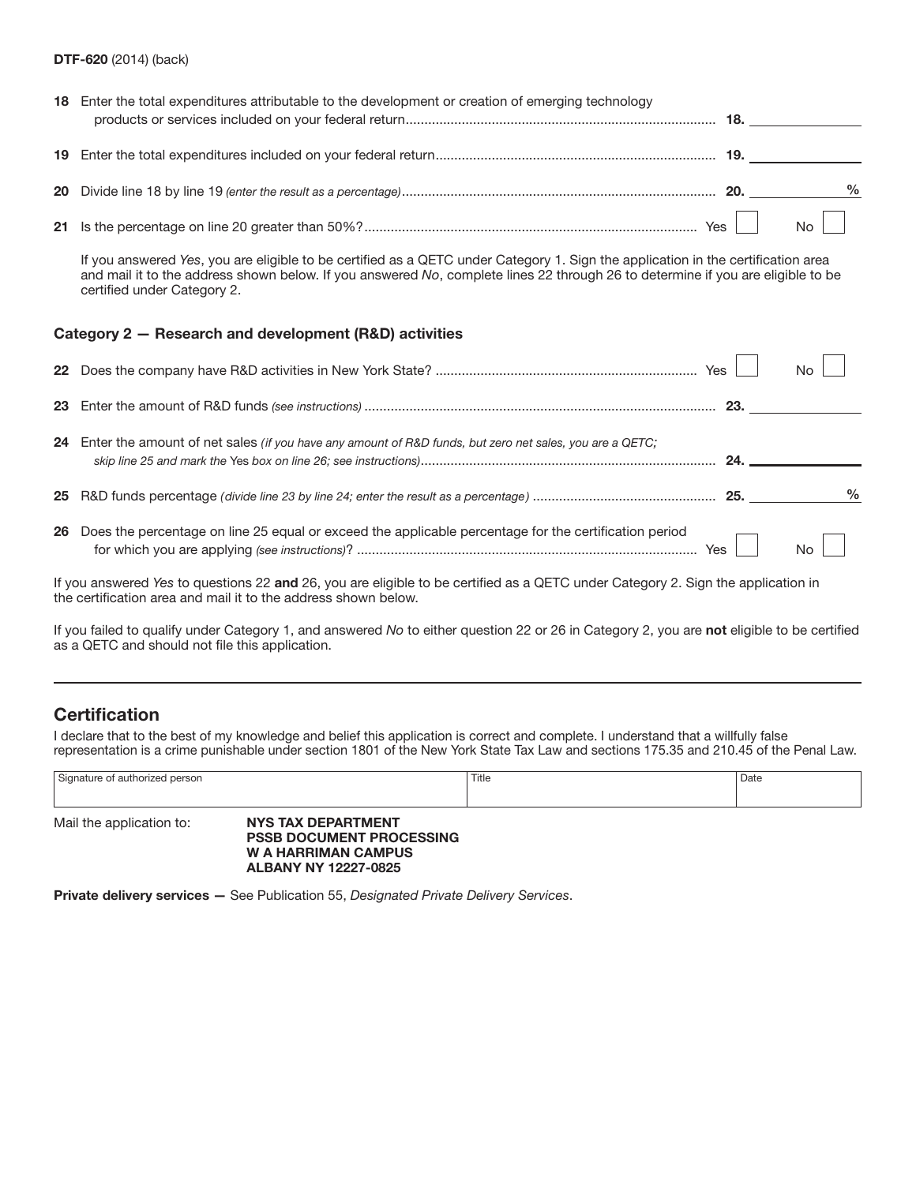**DTF-620** (2014) (back)

**18** Enter the total expenditures attributable to the development or creation of emerging technology products or services included on your federal return .......... **18.** ____________

**19** Enter the total expenditures included on your federal return .......... **19.** ____________

**20** Divide line 18 by line 19 *(enter the result as a percentage)* .......... **20.** ____________ %

**21** Is the percentage on line 20 greater than 50%? .......... Yes ☐ No ☐

If you answered *Yes*, you are eligible to be certified as a QETC under Category 1. Sign the application in the certification area and mail it to the address shown below. If you answered *No*, complete lines 22 through 26 to determine if you are eligible to be certified under Category 2.

**Category 2 — Research and development (R&D) activities**

**22** Does the company have R&D activities in New York State? .......... Yes ☐ No ☐

**23** Enter the amount of R&D funds *(see instructions)* .......... **23.** ____________

**24** Enter the amount of net sales *(if you have any amount of R&D funds, but zero net sales, you are a QETC; skip line 25 and mark the* Yes *box on line 26; see instructions)* .......... **24.** ____________

**25** R&D funds percentage *(divide line 23 by line 24; enter the result as a percentage)* .......... **25.** ____________ %

**26** Does the percentage on line 25 equal or exceed the applicable percentage for the certification period for which you are applying *(see instructions)*? .......... Yes ☐ No ☐

If you answered *Yes* to questions 22 **and** 26, you are eligible to be certified as a QETC under Category 2. Sign the application in the certification area and mail it to the address shown below.

If you failed to qualify under Category 1, and answered *No* to either question 22 or 26 in Category 2, you are **not** eligible to be certified as a QETC and should not file this application.

---

## Certification

I declare that to the best of my knowledge and belief this application is correct and complete. I understand that a willfully false representation is a crime punishable under section 1801 of the New York State Tax Law and sections 175.35 and 210.45 of the Penal Law.

| Signature of authorized person | Title | Date |
|---|---|---|
| | | |

Mail the application to:

**NYS TAX DEPARTMENT**
**PSSB DOCUMENT PROCESSING**
**W A HARRIMAN CAMPUS**
**ALBANY NY 12227-0825**

**Private delivery services —** See Publication 55, *Designated Private Delivery Services*.